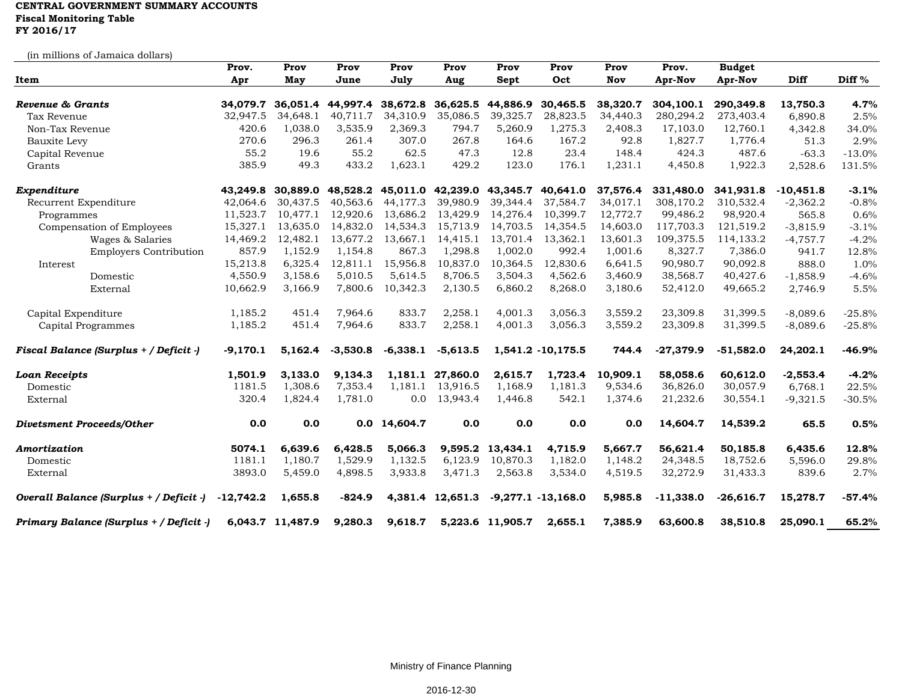**CENTRAL GOVERNMENT SUMMARY ACCOUNTS**
**Fiscal Monitoring Table**
**FY 2016/17**

(in millions of Jamaica dollars)

| Item | Prov. Apr | Prov May | Prov June | Prov July | Prov Aug | Prov Sept | Prov Oct | Prov Nov | Prov. Apr-Nov | Budget Apr-Nov | Diff | Diff % |
|---|---|---|---|---|---|---|---|---|---|---|---|---|
| ***Revenue & Grants*** | **34,079.7** | **36,051.4** | **44,997.4** | **38,672.8** | **36,625.5** | **44,886.9** | **30,465.5** | **38,320.7** | **304,100.1** | **290,349.8** | **13,750.3** | **4.7%** |
| Tax Revenue | 32,947.5 | 34,648.1 | 40,711.7 | 34,310.9 | 35,086.5 | 39,325.7 | 28,823.5 | 34,440.3 | 280,294.2 | 273,403.4 | 6,890.8 | 2.5% |
| Non-Tax Revenue | 420.6 | 1,038.0 | 3,535.9 | 2,369.3 | 794.7 | 5,260.9 | 1,275.3 | 2,408.3 | 17,103.0 | 12,760.1 | 4,342.8 | 34.0% |
| Bauxite Levy | 270.6 | 296.3 | 261.4 | 307.0 | 267.8 | 164.6 | 167.2 | 92.8 | 1,827.7 | 1,776.4 | 51.3 | 2.9% |
| Capital Revenue | 55.2 | 19.6 | 55.2 | 62.5 | 47.3 | 12.8 | 23.4 | 148.4 | 424.3 | 487.6 | -63.3 | -13.0% |
| Grants | 385.9 | 49.3 | 433.2 | 1,623.1 | 429.2 | 123.0 | 176.1 | 1,231.1 | 4,450.8 | 1,922.3 | 2,528.6 | 131.5% |
| ***Expenditure*** | **43,249.8** | **30,889.0** | **48,528.2** | **45,011.0** | **42,239.0** | **43,345.7** | **40,641.0** | **37,576.4** | **331,480.0** | **341,931.8** | **-10,451.8** | **-3.1%** |
| Recurrent Expenditure | 42,064.6 | 30,437.5 | 40,563.6 | 44,177.3 | 39,980.9 | 39,344.4 | 37,584.7 | 34,017.1 | 308,170.2 | 310,532.4 | -2,362.2 | -0.8% |
| Programmes | 11,523.7 | 10,477.1 | 12,920.6 | 13,686.2 | 13,429.9 | 14,276.4 | 10,399.7 | 12,772.7 | 99,486.2 | 98,920.4 | 565.8 | 0.6% |
| Compensation of Employees | 15,327.1 | 13,635.0 | 14,832.0 | 14,534.3 | 15,713.9 | 14,703.5 | 14,354.5 | 14,603.0 | 117,703.3 | 121,519.2 | -3,815.9 | -3.1% |
| Wages & Salaries | 14,469.2 | 12,482.1 | 13,677.2 | 13,667.1 | 14,415.1 | 13,701.4 | 13,362.1 | 13,601.3 | 109,375.5 | 114,133.2 | -4,757.7 | -4.2% |
| Employers Contribution | 857.9 | 1,152.9 | 1,154.8 | 867.3 | 1,298.8 | 1,002.0 | 992.4 | 1,001.6 | 8,327.7 | 7,386.0 | 941.7 | 12.8% |
| Interest | 15,213.8 | 6,325.4 | 12,811.1 | 15,956.8 | 10,837.0 | 10,364.5 | 12,830.6 | 6,641.5 | 90,980.7 | 90,092.8 | 888.0 | 1.0% |
| Domestic | 4,550.9 | 3,158.6 | 5,010.5 | 5,614.5 | 8,706.5 | 3,504.3 | 4,562.6 | 3,460.9 | 38,568.7 | 40,427.6 | -1,858.9 | -4.6% |
| External | 10,662.9 | 3,166.9 | 7,800.6 | 10,342.3 | 2,130.5 | 6,860.2 | 8,268.0 | 3,180.6 | 52,412.0 | 49,665.2 | 2,746.9 | 5.5% |
| Capital Expenditure | 1,185.2 | 451.4 | 7,964.6 | 833.7 | 2,258.1 | 4,001.3 | 3,056.3 | 3,559.2 | 23,309.8 | 31,399.5 | -8,089.6 | -25.8% |
| Capital Programmes | 1,185.2 | 451.4 | 7,964.6 | 833.7 | 2,258.1 | 4,001.3 | 3,056.3 | 3,559.2 | 23,309.8 | 31,399.5 | -8,089.6 | -25.8% |
| ***Fiscal Balance (Surplus + / Deficit -)*** | **-9,170.1** | **5,162.4** | **-3,530.8** | **-6,338.1** | **-5,613.5** | **1,541.2** | **-10,175.5** | **744.4** | **-27,379.9** | **-51,582.0** | **24,202.1** | **-46.9%** |
| ***Loan Receipts*** | **1,501.9** | **3,133.0** | **9,134.3** | **1,181.1** | **27,860.0** | **2,615.7** | **1,723.4** | **10,909.1** | **58,058.6** | **60,612.0** | **-2,553.4** | **-4.2%** |
| Domestic | 1181.5 | 1,308.6 | 7,353.4 | 1,181.1 | 13,916.5 | 1,168.9 | 1,181.3 | 9,534.6 | 36,826.0 | 30,057.9 | 6,768.1 | 22.5% |
| External | 320.4 | 1,824.4 | 1,781.0 | 0.0 | 13,943.4 | 1,446.8 | 542.1 | 1,374.6 | 21,232.6 | 30,554.1 | -9,321.5 | -30.5% |
| ***Divetsment Proceeds/Other*** | **0.0** | **0.0** | **0.0** | **14,604.7** | **0.0** | **0.0** | **0.0** | **0.0** | **14,604.7** | **14,539.2** | **65.5** | **0.5%** |
| ***Amortization*** | **5074.1** | **6,639.6** | **6,428.5** | **5,066.3** | **9,595.2** | **13,434.1** | **4,715.9** | **5,667.7** | **56,621.4** | **50,185.8** | **6,435.6** | **12.8%** |
| Domestic | 1181.1 | 1,180.7 | 1,529.9 | 1,132.5 | 6,123.9 | 10,870.3 | 1,182.0 | 1,148.2 | 24,348.5 | 18,752.6 | 5,596.0 | 29.8% |
| External | 3893.0 | 5,459.0 | 4,898.5 | 3,933.8 | 3,471.3 | 2,563.8 | 3,534.0 | 4,519.5 | 32,272.9 | 31,433.3 | 839.6 | 2.7% |
| ***Overall Balance (Surplus + / Deficit -)*** | **-12,742.2** | **1,655.8** | **-824.9** | **4,381.4** | **12,651.3** | **-9,277.1** | **-13,168.0** | **5,985.8** | **-11,338.0** | **-26,616.7** | **15,278.7** | **-57.4%** |
| ***Primary Balance (Surplus + / Deficit -)*** | **6,043.7** | **11,487.9** | **9,280.3** | **9,618.7** | **5,223.6** | **11,905.7** | **2,655.1** | **7,385.9** | **63,600.8** | **38,510.8** | **25,090.1** | **65.2%** |

Ministry of Finance Planning

2016-12-30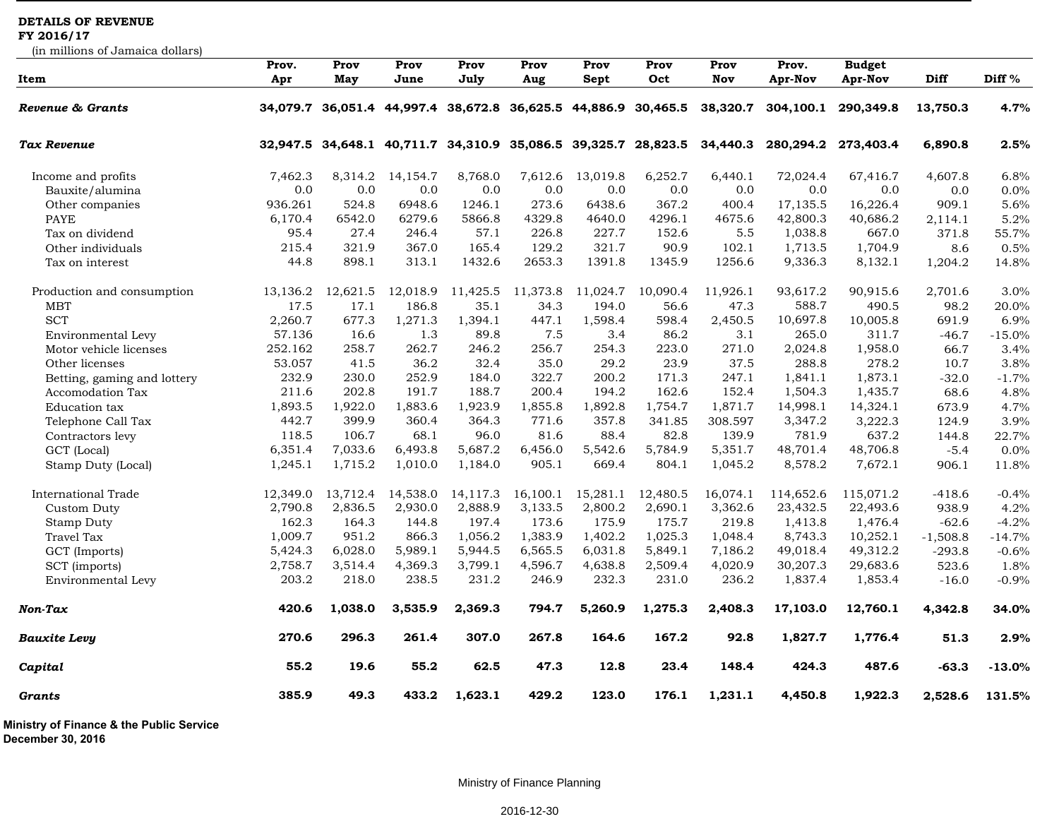**DETAILS OF REVENUE**
**FY 2016/17**
(in millions of Jamaica dollars)

| Item | Prov. Apr | Prov May | Prov June | Prov July | Prov Aug | Prov Sept | Prov Oct | Prov Nov | Prov. Apr-Nov | Budget Apr-Nov | Diff | Diff % |
|---|---|---|---|---|---|---|---|---|---|---|---|---|
| ***Revenue & Grants*** | **34,079.7** | **36,051.4** | **44,997.4** | **38,672.8** | **36,625.5** | **44,886.9** | **30,465.5** | **38,320.7** | **304,100.1** | **290,349.8** | **13,750.3** | **4.7%** |
| ***Tax Revenue*** | **32,947.5** | **34,648.1** | **40,711.7** | **34,310.9** | **35,086.5** | **39,325.7** | **28,823.5** | **34,440.3** | **280,294.2** | **273,403.4** | **6,890.8** | **2.5%** |
| Income and profits | 7,462.3 | 8,314.2 | 14,154.7 | 8,768.0 | 7,612.6 | 13,019.8 | 6,252.7 | 6,440.1 | 72,024.4 | 67,416.7 | 4,607.8 | 6.8% |
| Bauxite/alumina | 0.0 | 0.0 | 0.0 | 0.0 | 0.0 | 0.0 | 0.0 | 0.0 | 0.0 | 0.0 | 0.0 | 0.0% |
| Other companies | 936.261 | 524.8 | 6948.6 | 1246.1 | 273.6 | 6438.6 | 367.2 | 400.4 | 17,135.5 | 16,226.4 | 909.1 | 5.6% |
| PAYE | 6,170.4 | 6542.0 | 6279.6 | 5866.8 | 4329.8 | 4640.0 | 4296.1 | 4675.6 | 42,800.3 | 40,686.2 | 2,114.1 | 5.2% |
| Tax on dividend | 95.4 | 27.4 | 246.4 | 57.1 | 226.8 | 227.7 | 152.6 | 5.5 | 1,038.8 | 667.0 | 371.8 | 55.7% |
| Other individuals | 215.4 | 321.9 | 367.0 | 165.4 | 129.2 | 321.7 | 90.9 | 102.1 | 1,713.5 | 1,704.9 | 8.6 | 0.5% |
| Tax on interest | 44.8 | 898.1 | 313.1 | 1432.6 | 2653.3 | 1391.8 | 1345.9 | 1256.6 | 9,336.3 | 8,132.1 | 1,204.2 | 14.8% |
| Production and consumption | 13,136.2 | 12,621.5 | 12,018.9 | 11,425.5 | 11,373.8 | 11,024.7 | 10,090.4 | 11,926.1 | 93,617.2 | 90,915.6 | 2,701.6 | 3.0% |
| MBT | 17.5 | 17.1 | 186.8 | 35.1 | 34.3 | 194.0 | 56.6 | 47.3 | 588.7 | 490.5 | 98.2 | 20.0% |
| SCT | 2,260.7 | 677.3 | 1,271.3 | 1,394.1 | 447.1 | 1,598.4 | 598.4 | 2,450.5 | 10,697.8 | 10,005.8 | 691.9 | 6.9% |
| Environmental Levy | 57.136 | 16.6 | 1.3 | 89.8 | 7.5 | 3.4 | 86.2 | 3.1 | 265.0 | 311.7 | -46.7 | -15.0% |
| Motor vehicle licenses | 252.162 | 258.7 | 262.7 | 246.2 | 256.7 | 254.3 | 223.0 | 271.0 | 2,024.8 | 1,958.0 | 66.7 | 3.4% |
| Other licenses | 53.057 | 41.5 | 36.2 | 32.4 | 35.0 | 29.2 | 23.9 | 37.5 | 288.8 | 278.2 | 10.7 | 3.8% |
| Betting, gaming and lottery | 232.9 | 230.0 | 252.9 | 184.0 | 322.7 | 200.2 | 171.3 | 247.1 | 1,841.1 | 1,873.1 | -32.0 | -1.7% |
| Accomodation Tax | 211.6 | 202.8 | 191.7 | 188.7 | 200.4 | 194.2 | 162.6 | 152.4 | 1,504.3 | 1,435.7 | 68.6 | 4.8% |
| Education tax | 1,893.5 | 1,922.0 | 1,883.6 | 1,923.9 | 1,855.8 | 1,892.8 | 1,754.7 | 1,871.7 | 14,998.1 | 14,324.1 | 673.9 | 4.7% |
| Telephone Call Tax | 442.7 | 399.9 | 360.4 | 364.3 | 771.6 | 357.8 | 341.85 | 308.597 | 3,347.2 | 3,222.3 | 124.9 | 3.9% |
| Contractors levy | 118.5 | 106.7 | 68.1 | 96.0 | 81.6 | 88.4 | 82.8 | 139.9 | 781.9 | 637.2 | 144.8 | 22.7% |
| GCT (Local) | 6,351.4 | 7,033.6 | 6,493.8 | 5,687.2 | 6,456.0 | 5,542.6 | 5,784.9 | 5,351.7 | 48,701.4 | 48,706.8 | -5.4 | 0.0% |
| Stamp Duty (Local) | 1,245.1 | 1,715.2 | 1,010.0 | 1,184.0 | 905.1 | 669.4 | 804.1 | 1,045.2 | 8,578.2 | 7,672.1 | 906.1 | 11.8% |
| International Trade | 12,349.0 | 13,712.4 | 14,538.0 | 14,117.3 | 16,100.1 | 15,281.1 | 12,480.5 | 16,074.1 | 114,652.6 | 115,071.2 | -418.6 | -0.4% |
| Custom Duty | 2,790.8 | 2,836.5 | 2,930.0 | 2,888.9 | 3,133.5 | 2,800.2 | 2,690.1 | 3,362.6 | 23,432.5 | 22,493.6 | 938.9 | 4.2% |
| Stamp Duty | 162.3 | 164.3 | 144.8 | 197.4 | 173.6 | 175.9 | 175.7 | 219.8 | 1,413.8 | 1,476.4 | -62.6 | -4.2% |
| Travel Tax | 1,009.7 | 951.2 | 866.3 | 1,056.2 | 1,383.9 | 1,402.2 | 1,025.3 | 1,048.4 | 8,743.3 | 10,252.1 | -1,508.8 | -14.7% |
| GCT (Imports) | 5,424.3 | 6,028.0 | 5,989.1 | 5,944.5 | 6,565.5 | 6,031.8 | 5,849.1 | 7,186.2 | 49,018.4 | 49,312.2 | -293.8 | -0.6% |
| SCT (imports) | 2,758.7 | 3,514.4 | 4,369.3 | 3,799.1 | 4,596.7 | 4,638.8 | 2,509.4 | 4,020.9 | 30,207.3 | 29,683.6 | 523.6 | 1.8% |
| Environmental Levy | 203.2 | 218.0 | 238.5 | 231.2 | 246.9 | 232.3 | 231.0 | 236.2 | 1,837.4 | 1,853.4 | -16.0 | -0.9% |
| ***Non-Tax*** | **420.6** | **1,038.0** | **3,535.9** | **2,369.3** | **794.7** | **5,260.9** | **1,275.3** | **2,408.3** | **17,103.0** | **12,760.1** | **4,342.8** | **34.0%** |
| ***Bauxite Levy*** | **270.6** | **296.3** | **261.4** | **307.0** | **267.8** | **164.6** | **167.2** | **92.8** | **1,827.7** | **1,776.4** | **51.3** | **2.9%** |
| ***Capital*** | **55.2** | **19.6** | **55.2** | **62.5** | **47.3** | **12.8** | **23.4** | **148.4** | **424.3** | **487.6** | **-63.3** | **-13.0%** |
| ***Grants*** | **385.9** | **49.3** | **433.2** | **1,623.1** | **429.2** | **123.0** | **176.1** | **1,231.1** | **4,450.8** | **1,922.3** | **2,528.6** | **131.5%** |

**Ministry of Finance & the Public Service**
**December 30, 2016**